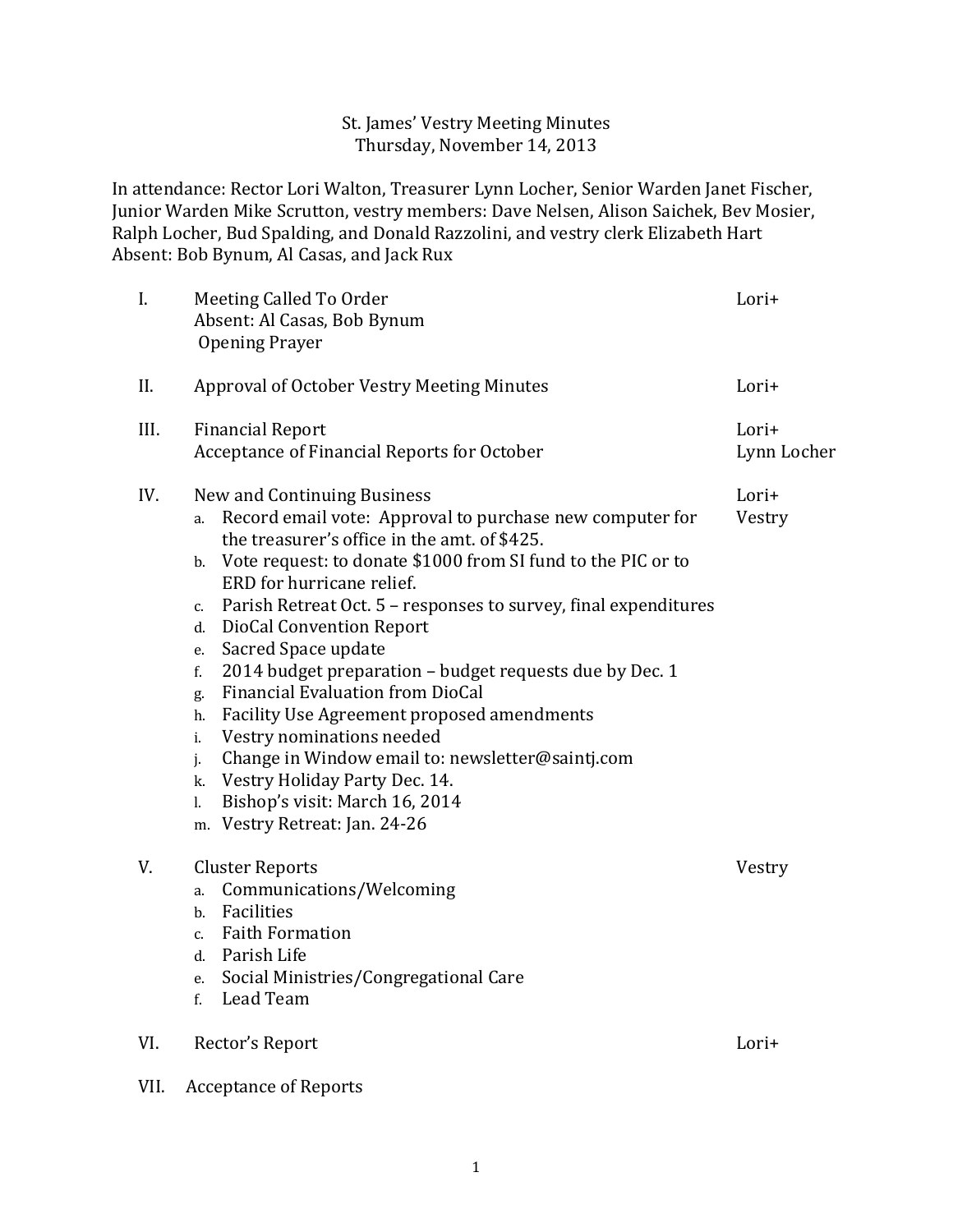# St. James' Vestry Meeting Minutes
## Thursday, November 14, 2013

In attendance: Rector Lori Walton, Treasurer Lynn Locher, Senior Warden Janet Fischer, Junior Warden Mike Scrutton, vestry members: Dave Nelsen, Alison Saichek, Bev Mosier, Ralph Locher, Bud Spalding, and Donald Razzolini, and vestry clerk Elizabeth Hart
Absent: Bob Bynum, Al Casas, and Jack Rux

I. Meeting Called To Order — Lori+
   Absent: Al Casas, Bob Bynum
   Opening Prayer

II. Approval of October Vestry Meeting Minutes — Lori+

III. Financial Report — Lori+
   Acceptance of Financial Reports for October — Lynn Locher

IV. New and Continuing Business — Lori+, Vestry
   a. Record email vote: Approval to purchase new computer for the treasurer's office in the amt. of $425.
   b. Vote request: to donate $1000 from SI fund to the PIC or to ERD for hurricane relief.
   c. Parish Retreat Oct. 5 – responses to survey, final expenditures
   d. DioCal Convention Report
   e. Sacred Space update
   f. 2014 budget preparation – budget requests due by Dec. 1
   g. Financial Evaluation from DioCal
   h. Facility Use Agreement proposed amendments
   i. Vestry nominations needed
   j. Change in Window email to: newsletter@saintj.com
   k. Vestry Holiday Party Dec. 14.
   l. Bishop's visit: March 16, 2014
   m. Vestry Retreat: Jan. 24-26

V. Cluster Reports — Vestry
   a. Communications/Welcoming
   b. Facilities
   c. Faith Formation
   d. Parish Life
   e. Social Ministries/Congregational Care
   f. Lead Team

VI. Rector's Report — Lori+

VII. Acceptance of Reports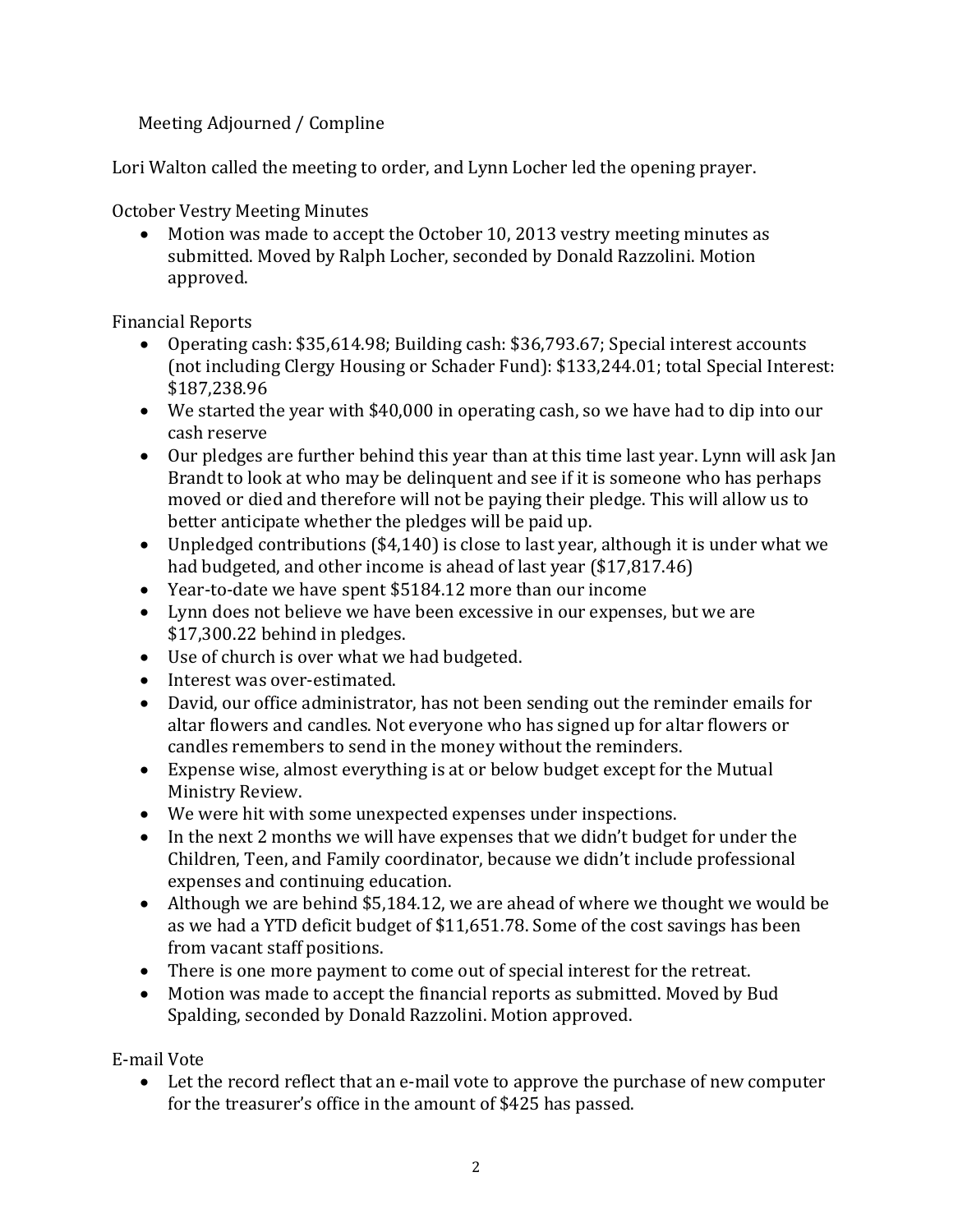Meeting Adjourned / Compline

Lori Walton called the meeting to order, and Lynn Locher led the opening prayer.

October Vestry Meeting Minutes

- Motion was made to accept the October 10, 2013 vestry meeting minutes as submitted. Moved by Ralph Locher, seconded by Donald Razzolini. Motion approved.

Financial Reports

- Operating cash: $35,614.98; Building cash: $36,793.67; Special interest accounts (not including Clergy Housing or Schader Fund): $133,244.01; total Special Interest: $187,238.96
- We started the year with $40,000 in operating cash, so we have had to dip into our cash reserve
- Our pledges are further behind this year than at this time last year. Lynn will ask Jan Brandt to look at who may be delinquent and see if it is someone who has perhaps moved or died and therefore will not be paying their pledge. This will allow us to better anticipate whether the pledges will be paid up.
- Unpledged contributions ($4,140) is close to last year, although it is under what we had budgeted, and other income is ahead of last year ($17,817.46)
- Year-to-date we have spent $5184.12 more than our income
- Lynn does not believe we have been excessive in our expenses, but we are $17,300.22 behind in pledges.
- Use of church is over what we had budgeted.
- Interest was over-estimated.
- David, our office administrator, has not been sending out the reminder emails for altar flowers and candles. Not everyone who has signed up for altar flowers or candles remembers to send in the money without the reminders.
- Expense wise, almost everything is at or below budget except for the Mutual Ministry Review.
- We were hit with some unexpected expenses under inspections.
- In the next 2 months we will have expenses that we didn't budget for under the Children, Teen, and Family coordinator, because we didn't include professional expenses and continuing education.
- Although we are behind $5,184.12, we are ahead of where we thought we would be as we had a YTD deficit budget of $11,651.78. Some of the cost savings has been from vacant staff positions.
- There is one more payment to come out of special interest for the retreat.
- Motion was made to accept the financial reports as submitted. Moved by Bud Spalding, seconded by Donald Razzolini. Motion approved.

E-mail Vote

- Let the record reflect that an e-mail vote to approve the purchase of new computer for the treasurer's office in the amount of $425 has passed.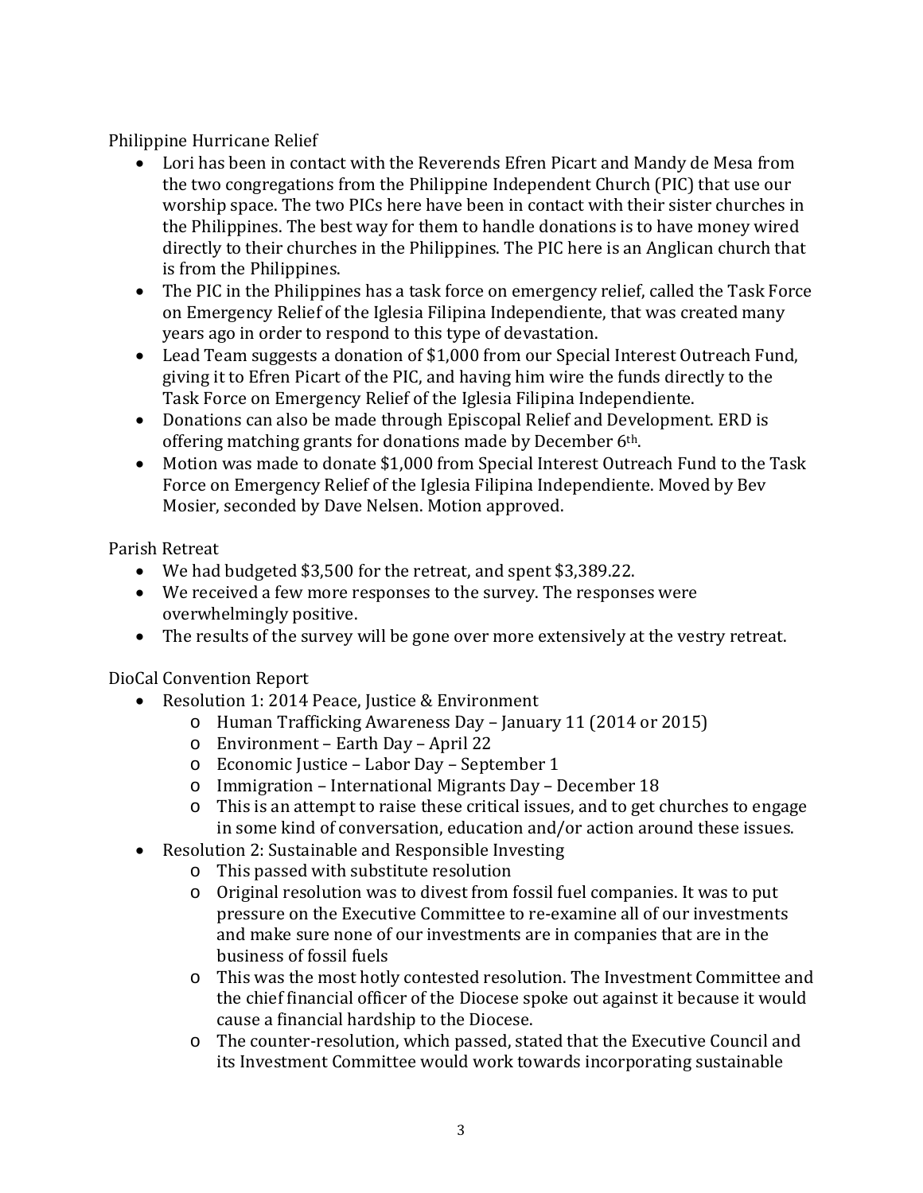Philippine Hurricane Relief

- Lori has been in contact with the Reverends Efren Picart and Mandy de Mesa from the two congregations from the Philippine Independent Church (PIC) that use our worship space. The two PICs here have been in contact with their sister churches in the Philippines. The best way for them to handle donations is to have money wired directly to their churches in the Philippines. The PIC here is an Anglican church that is from the Philippines.
- The PIC in the Philippines has a task force on emergency relief, called the Task Force on Emergency Relief of the Iglesia Filipina Independiente, that was created many years ago in order to respond to this type of devastation.
- Lead Team suggests a donation of $1,000 from our Special Interest Outreach Fund, giving it to Efren Picart of the PIC, and having him wire the funds directly to the Task Force on Emergency Relief of the Iglesia Filipina Independiente.
- Donations can also be made through Episcopal Relief and Development. ERD is offering matching grants for donations made by December 6th.
- Motion was made to donate $1,000 from Special Interest Outreach Fund to the Task Force on Emergency Relief of the Iglesia Filipina Independiente. Moved by Bev Mosier, seconded by Dave Nelsen. Motion approved.

Parish Retreat

- We had budgeted $3,500 for the retreat, and spent $3,389.22.
- We received a few more responses to the survey. The responses were overwhelmingly positive.
- The results of the survey will be gone over more extensively at the vestry retreat.

DioCal Convention Report

- Resolution 1: 2014 Peace, Justice & Environment
  - Human Trafficking Awareness Day – January 11 (2014 or 2015)
  - Environment – Earth Day – April 22
  - Economic Justice – Labor Day – September 1
  - Immigration – International Migrants Day – December 18
  - This is an attempt to raise these critical issues, and to get churches to engage in some kind of conversation, education and/or action around these issues.
- Resolution 2: Sustainable and Responsible Investing
  - This passed with substitute resolution
  - Original resolution was to divest from fossil fuel companies. It was to put pressure on the Executive Committee to re-examine all of our investments and make sure none of our investments are in companies that are in the business of fossil fuels
  - This was the most hotly contested resolution. The Investment Committee and the chief financial officer of the Diocese spoke out against it because it would cause a financial hardship to the Diocese.
  - The counter-resolution, which passed, stated that the Executive Council and its Investment Committee would work towards incorporating sustainable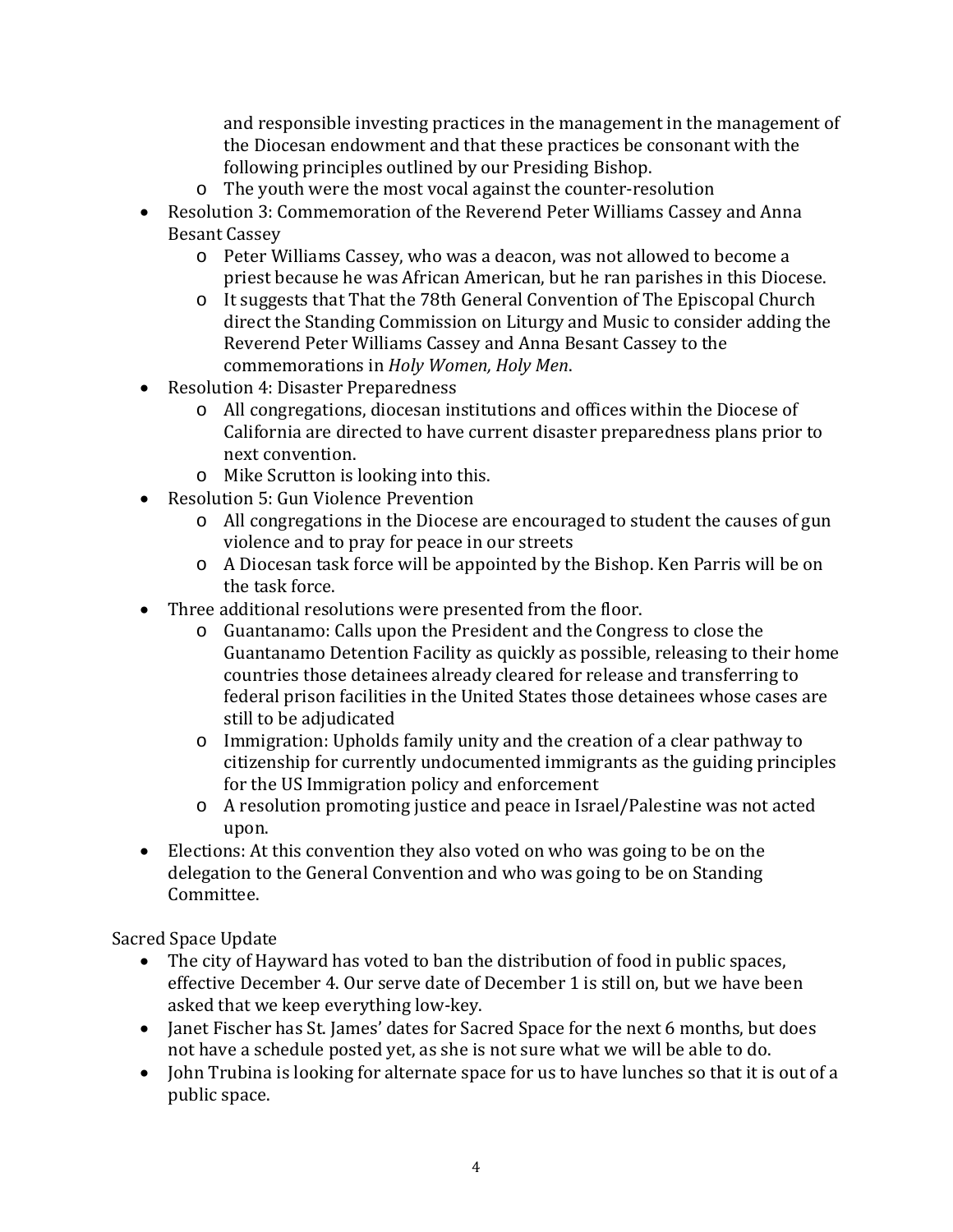and responsible investing practices in the management in the management of the Diocesan endowment and that these practices be consonant with the following principles outlined by our Presiding Bishop.
    - The youth were the most vocal against the counter-resolution
- Resolution 3: Commemoration of the Reverend Peter Williams Cassey and Anna Besant Cassey
    - Peter Williams Cassey, who was a deacon, was not allowed to become a priest because he was African American, but he ran parishes in this Diocese.
    - It suggests that That the 78th General Convention of The Episcopal Church direct the Standing Commission on Liturgy and Music to consider adding the Reverend Peter Williams Cassey and Anna Besant Cassey to the commemorations in *Holy Women, Holy Men*.
- Resolution 4: Disaster Preparedness
    - All congregations, diocesan institutions and offices within the Diocese of California are directed to have current disaster preparedness plans prior to next convention.
    - Mike Scrutton is looking into this.
- Resolution 5: Gun Violence Prevention
    - All congregations in the Diocese are encouraged to student the causes of gun violence and to pray for peace in our streets
    - A Diocesan task force will be appointed by the Bishop. Ken Parris will be on the task force.
- Three additional resolutions were presented from the floor.
    - Guantanamo: Calls upon the President and the Congress to close the Guantanamo Detention Facility as quickly as possible, releasing to their home countries those detainees already cleared for release and transferring to federal prison facilities in the United States those detainees whose cases are still to be adjudicated
    - Immigration: Upholds family unity and the creation of a clear pathway to citizenship for currently undocumented immigrants as the guiding principles for the US Immigration policy and enforcement
    - A resolution promoting justice and peace in Israel/Palestine was not acted upon.
- Elections: At this convention they also voted on who was going to be on the delegation to the General Convention and who was going to be on Standing Committee.

Sacred Space Update

- The city of Hayward has voted to ban the distribution of food in public spaces, effective December 4. Our serve date of December 1 is still on, but we have been asked that we keep everything low-key.
- Janet Fischer has St. James' dates for Sacred Space for the next 6 months, but does not have a schedule posted yet, as she is not sure what we will be able to do.
- John Trubina is looking for alternate space for us to have lunches so that it is out of a public space.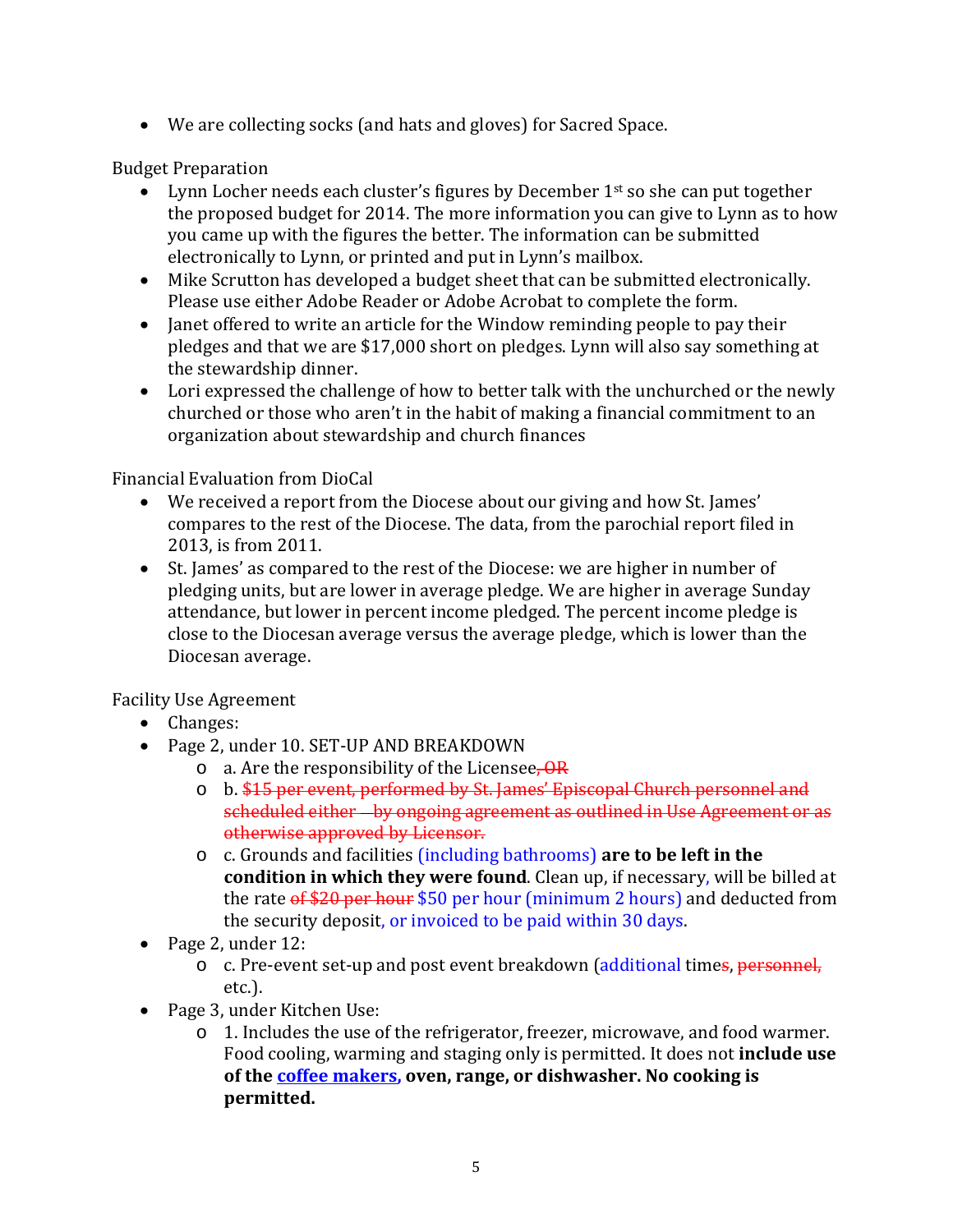- We are collecting socks (and hats and gloves) for Sacred Space.

Budget Preparation

- Lynn Locher needs each cluster's figures by December 1st so she can put together the proposed budget for 2014. The more information you can give to Lynn as to how you came up with the figures the better. The information can be submitted electronically to Lynn, or printed and put in Lynn's mailbox.
- Mike Scrutton has developed a budget sheet that can be submitted electronically. Please use either Adobe Reader or Adobe Acrobat to complete the form.
- Janet offered to write an article for the Window reminding people to pay their pledges and that we are $17,000 short on pledges. Lynn will also say something at the stewardship dinner.
- Lori expressed the challenge of how to better talk with the unchurched or the newly churched or those who aren't in the habit of making a financial commitment to an organization about stewardship and church finances

Financial Evaluation from DioCal

- We received a report from the Diocese about our giving and how St. James' compares to the rest of the Diocese. The data, from the parochial report filed in 2013, is from 2011.
- St. James' as compared to the rest of the Diocese: we are higher in number of pledging units, but are lower in average pledge. We are higher in average Sunday attendance, but lower in percent income pledged. The percent income pledge is close to the Diocesan average versus the average pledge, which is lower than the Diocesan average.

Facility Use Agreement

- Changes:
- Page 2, under 10. SET-UP AND BREAKDOWN
  - a. Are the responsibility of the Licensee~~, OR~~
  - b. ~~$15 per event, performed by St. James' Episcopal Church personnel and scheduled either – by ongoing agreement as outlined in Use Agreement or as otherwise approved by Licensor.~~
  - c. Grounds and facilities (including bathrooms) **are to be left in the condition in which they were found**. Clean up, if necessary, will be billed at the rate ~~of $20 per hour~~ $50 per hour (minimum 2 hours) and deducted from the security deposit, or invoiced to be paid within 30 days.
- Page 2, under 12:
  - c. Pre-event set-up and post event breakdown (additional time~~s~~, ~~personnel,~~ etc.).
- Page 3, under Kitchen Use:
  - 1. Includes the use of the refrigerator, freezer, microwave, and food warmer. Food cooling, warming and staging only is permitted. It does not **include use of the <u>coffee makers</u>, oven, range, or dishwasher. No cooking is permitted.**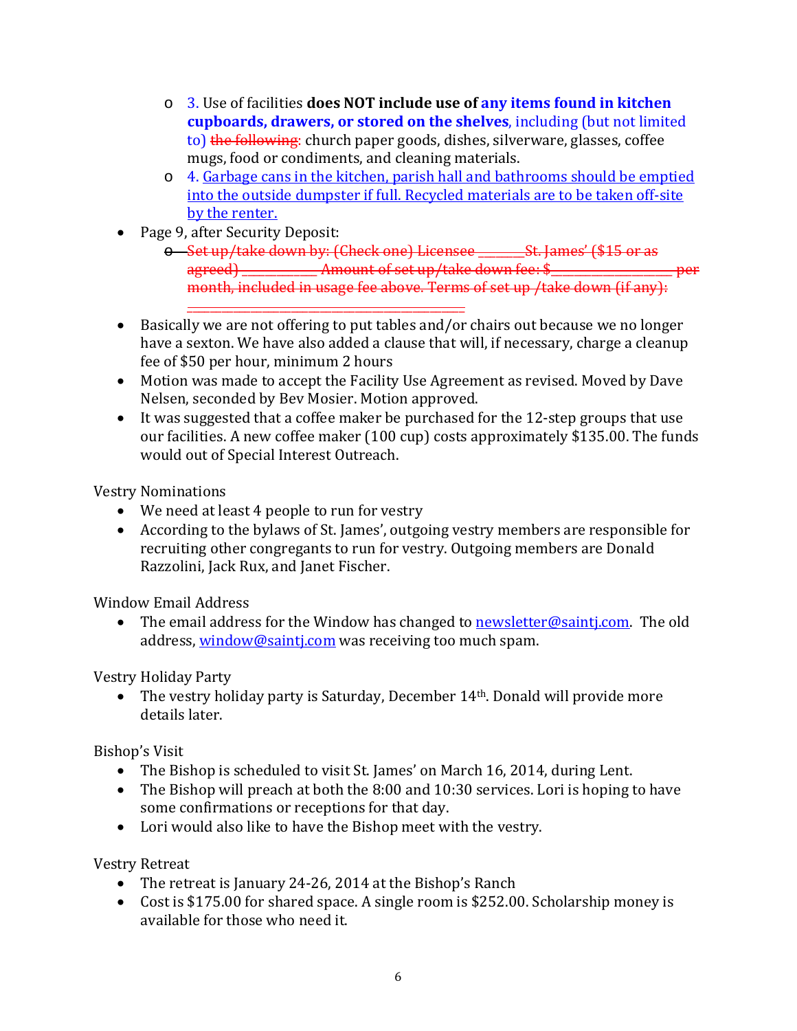- 3. Use of facilities **does NOT include use of any items found in kitchen cupboards, drawers, or stored on the shelves**, including (but not limited to) ~~the following:~~ church paper goods, dishes, silverware, glasses, coffee mugs, food or condiments, and cleaning materials.
    - 4. Garbage cans in the kitchen, parish hall and bathrooms should be emptied into the outside dumpster if full. Recycled materials are to be taken off-site by the renter.
- Page 9, after Security Deposit:
    - ~~Set up/take down by: (Check one) Licensee _______St. James' ($15 or as agreed) ___________ Amount of set up/take down fee: $_________________ per month, included in usage fee above. Terms of set up /take down (if any): ______________________________________~~
- Basically we are not offering to put tables and/or chairs out because we no longer have a sexton. We have also added a clause that will, if necessary, charge a cleanup fee of $50 per hour, minimum 2 hours
- Motion was made to accept the Facility Use Agreement as revised. Moved by Dave Nelsen, seconded by Bev Mosier. Motion approved.
- It was suggested that a coffee maker be purchased for the 12-step groups that use our facilities. A new coffee maker (100 cup) costs approximately $135.00. The funds would out of Special Interest Outreach.

Vestry Nominations

- We need at least 4 people to run for vestry
- According to the bylaws of St. James', outgoing vestry members are responsible for recruiting other congregants to run for vestry. Outgoing members are Donald Razzolini, Jack Rux, and Janet Fischer.

Window Email Address

- The email address for the Window has changed to newsletter@saintj.com. The old address, window@saintj.com was receiving too much spam.

Vestry Holiday Party

- The vestry holiday party is Saturday, December 14th. Donald will provide more details later.

Bishop's Visit

- The Bishop is scheduled to visit St. James' on March 16, 2014, during Lent.
- The Bishop will preach at both the 8:00 and 10:30 services. Lori is hoping to have some confirmations or receptions for that day.
- Lori would also like to have the Bishop meet with the vestry.

Vestry Retreat

- The retreat is January 24-26, 2014 at the Bishop's Ranch
- Cost is $175.00 for shared space. A single room is $252.00. Scholarship money is available for those who need it.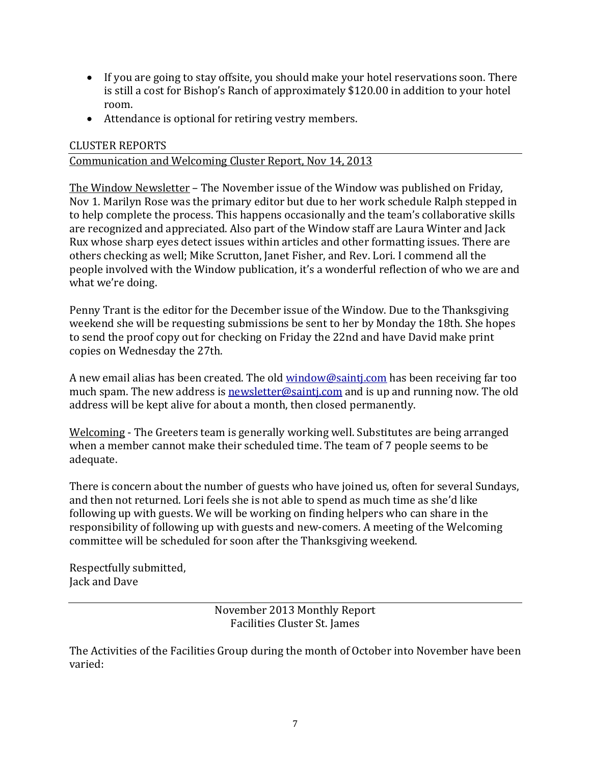- If you are going to stay offsite, you should make your hotel reservations soon. There is still a cost for Bishop's Ranch of approximately $120.00 in addition to your hotel room.
- Attendance is optional for retiring vestry members.

## CLUSTER REPORTS

### Communication and Welcoming Cluster Report, Nov 14, 2013

The Window Newsletter – The November issue of the Window was published on Friday, Nov 1. Marilyn Rose was the primary editor but due to her work schedule Ralph stepped in to help complete the process. This happens occasionally and the team's collaborative skills are recognized and appreciated. Also part of the Window staff are Laura Winter and Jack Rux whose sharp eyes detect issues within articles and other formatting issues. There are others checking as well; Mike Scrutton, Janet Fisher, and Rev. Lori. I commend all the people involved with the Window publication, it's a wonderful reflection of who we are and what we're doing.

Penny Trant is the editor for the December issue of the Window. Due to the Thanksgiving weekend she will be requesting submissions be sent to her by Monday the 18th. She hopes to send the proof copy out for checking on Friday the 22nd and have David make print copies on Wednesday the 27th.

A new email alias has been created. The old window@saintj.com has been receiving far too much spam. The new address is newsletter@saintj.com and is up and running now. The old address will be kept alive for about a month, then closed permanently.

Welcoming - The Greeters team is generally working well. Substitutes are being arranged when a member cannot make their scheduled time. The team of 7 people seems to be adequate.

There is concern about the number of guests who have joined us, often for several Sundays, and then not returned. Lori feels she is not able to spend as much time as she'd like following up with guests. We will be working on finding helpers who can share in the responsibility of following up with guests and new-comers. A meeting of the Welcoming committee will be scheduled for soon after the Thanksgiving weekend.

Respectfully submitted,
Jack and Dave

---

November 2013 Monthly Report
Facilities Cluster St. James

The Activities of the Facilities Group during the month of October into November have been varied: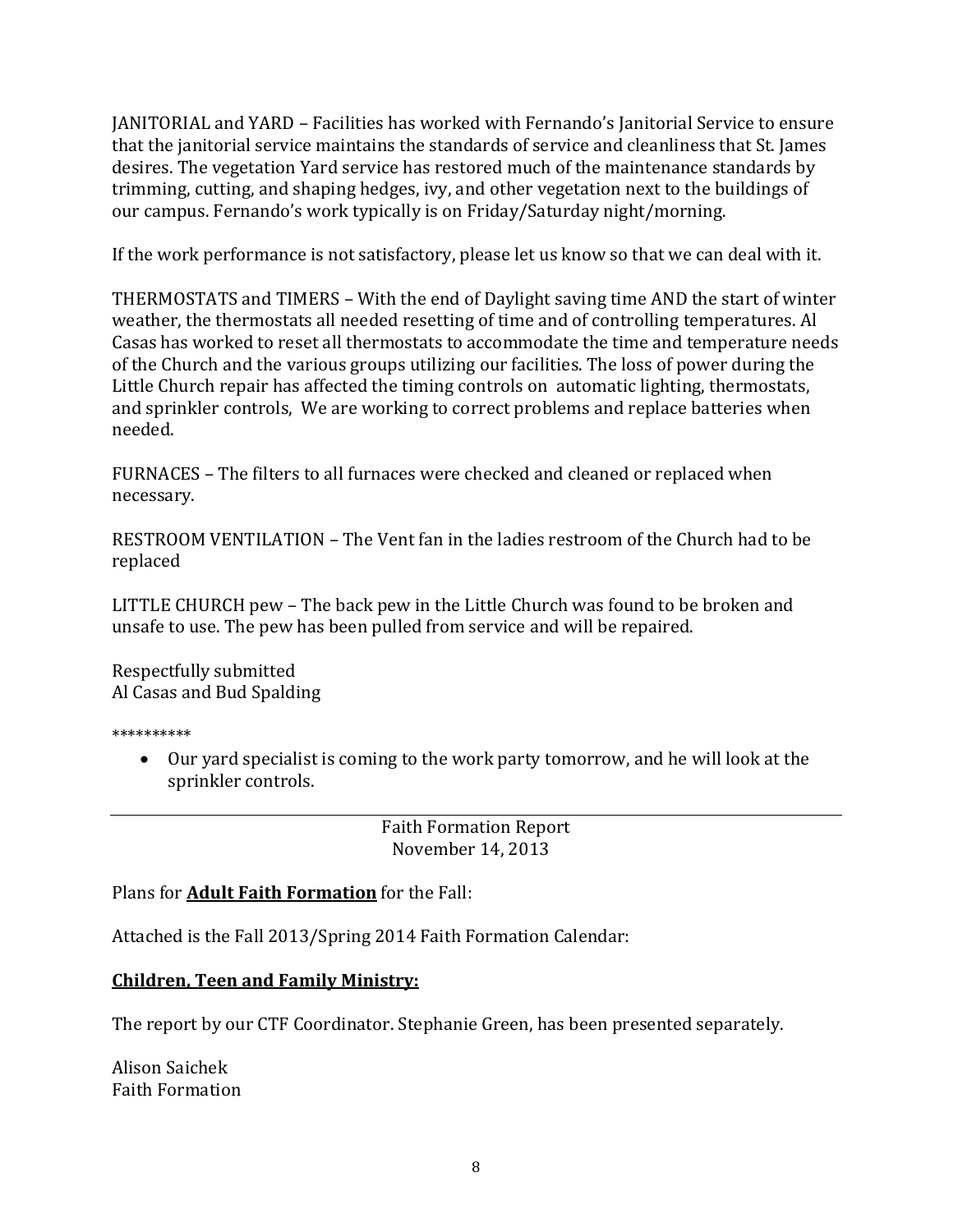JANITORIAL and YARD – Facilities has worked with Fernando's Janitorial Service to ensure that the janitorial service maintains the standards of service and cleanliness that St. James desires. The vegetation Yard service has restored much of the maintenance standards by trimming, cutting, and shaping hedges, ivy, and other vegetation next to the buildings of our campus. Fernando's work typically is on Friday/Saturday night/morning.

If the work performance is not satisfactory, please let us know so that we can deal with it.

THERMOSTATS and TIMERS – With the end of Daylight saving time AND the start of winter weather, the thermostats all needed resetting of time and of controlling temperatures. Al Casas has worked to reset all thermostats to accommodate the time and temperature needs of the Church and the various groups utilizing our facilities. The loss of power during the Little Church repair has affected the timing controls on automatic lighting, thermostats, and sprinkler controls, We are working to correct problems and replace batteries when needed.

FURNACES – The filters to all furnaces were checked and cleaned or replaced when necessary.

RESTROOM VENTILATION – The Vent fan in the ladies restroom of the Church had to be replaced

LITTLE CHURCH pew – The back pew in the Little Church was found to be broken and unsafe to use. The pew has been pulled from service and will be repaired.

Respectfully submitted
Al Casas and Bud Spalding

**********

- Our yard specialist is coming to the work party tomorrow, and he will look at the sprinkler controls.

---

Faith Formation Report
November 14, 2013

Plans for **Adult Faith Formation** for the Fall:

Attached is the Fall 2013/Spring 2014 Faith Formation Calendar:

**Children, Teen and Family Ministry:**

The report by our CTF Coordinator. Stephanie Green, has been presented separately.

Alison Saichek
Faith Formation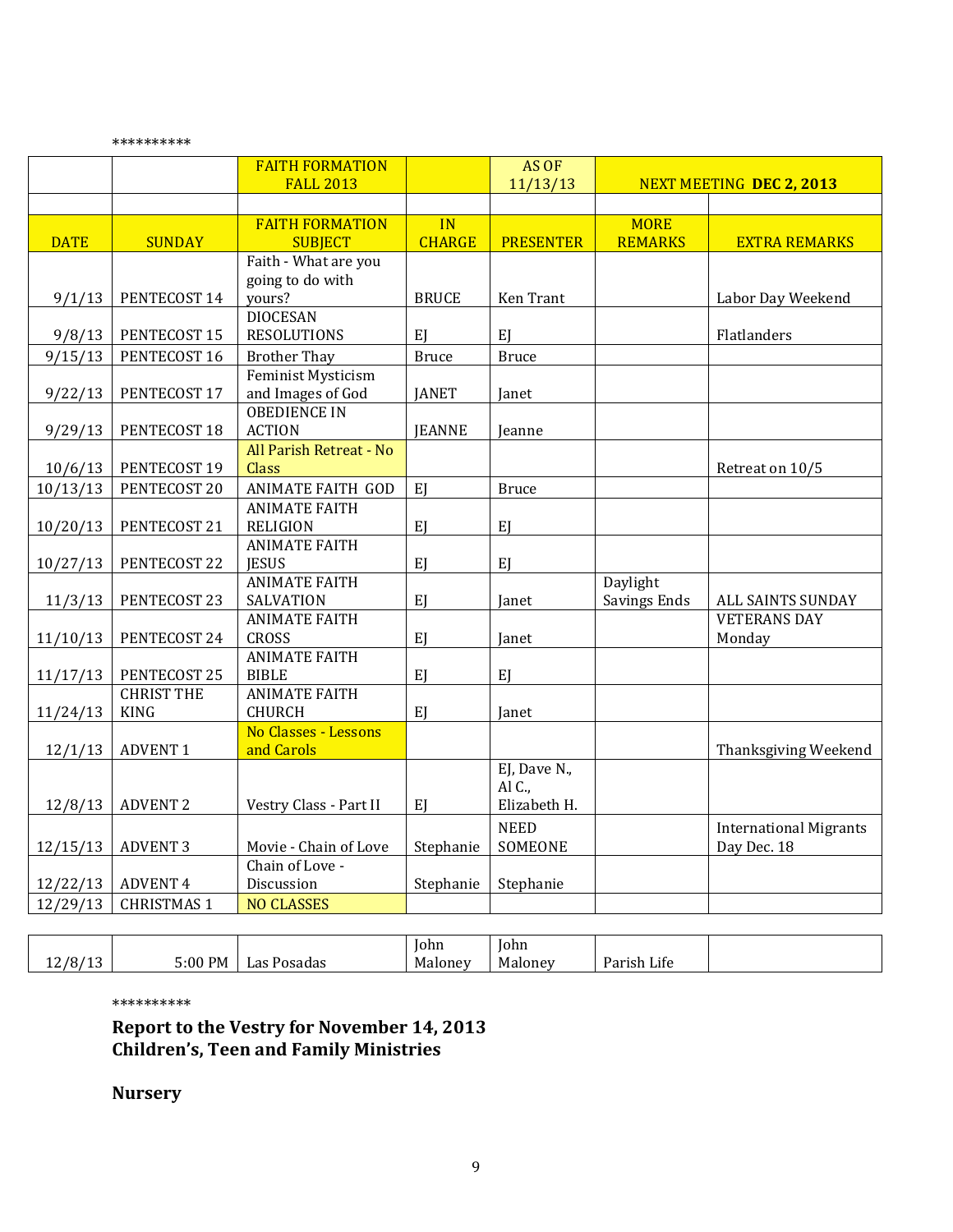**********

| | | FAITH FORMATION FALL 2013 | | AS OF 11/13/13 | NEXT MEETING **DEC 2, 2013** | |
|---|---|---|---|---|---|---|
| | | | | | | |
| DATE | SUNDAY | FAITH FORMATION SUBJECT | IN CHARGE | PRESENTER | MORE REMARKS | EXTRA REMARKS |
| 9/1/13 | PENTECOST 14 | Faith - What are you going to do with yours? | BRUCE | Ken Trant | | Labor Day Weekend |
| 9/8/13 | PENTECOST 15 | DIOCESAN RESOLUTIONS | EJ | EJ | | Flatlanders |
| 9/15/13 | PENTECOST 16 | Brother Thay | Bruce | Bruce | | |
| 9/22/13 | PENTECOST 17 | Feminist Mysticism and Images of God | JANET | Janet | | |
| 9/29/13 | PENTECOST 18 | OBEDIENCE IN ACTION | JEANNE | Jeanne | | |
| 10/6/13 | PENTECOST 19 | All Parish Retreat - No Class | | | | Retreat on 10/5 |
| 10/13/13 | PENTECOST 20 | ANIMATE FAITH GOD | EJ | Bruce | | |
| 10/20/13 | PENTECOST 21 | ANIMATE FAITH RELIGION | EJ | EJ | | |
| 10/27/13 | PENTECOST 22 | ANIMATE FAITH JESUS | EJ | EJ | | |
| 11/3/13 | PENTECOST 23 | ANIMATE FAITH SALVATION | EJ | Janet | Daylight Savings Ends | ALL SAINTS SUNDAY |
| 11/10/13 | PENTECOST 24 | ANIMATE FAITH CROSS | EJ | Janet | | VETERANS DAY Monday |
| 11/17/13 | PENTECOST 25 | ANIMATE FAITH BIBLE | EJ | EJ | | |
| 11/24/13 | CHRIST THE KING | ANIMATE FAITH CHURCH | EJ | Janet | | |
| 12/1/13 | ADVENT 1 | No Classes - Lessons and Carols | | | | Thanksgiving Weekend |
| 12/8/13 | ADVENT 2 | Vestry Class - Part II | EJ | EJ, Dave N., Al C., Elizabeth H. | | |
| 12/15/13 | ADVENT 3 | Movie - Chain of Love | Stephanie | NEED SOMEONE | | International Migrants Day Dec. 18 |
| 12/22/13 | ADVENT 4 | Chain of Love - Discussion | Stephanie | Stephanie | | |
| 12/29/13 | CHRISTMAS 1 | NO CLASSES | | | | |

| | | | | | | |
|---|---|---|---|---|---|---|
| 12/8/13 | 5:00 PM | Las Posadas | John Maloney | John Maloney | Parish Life | |

**********

**Report to the Vestry for November 14, 2013**
**Children's, Teen and Family Ministries**

**Nursery**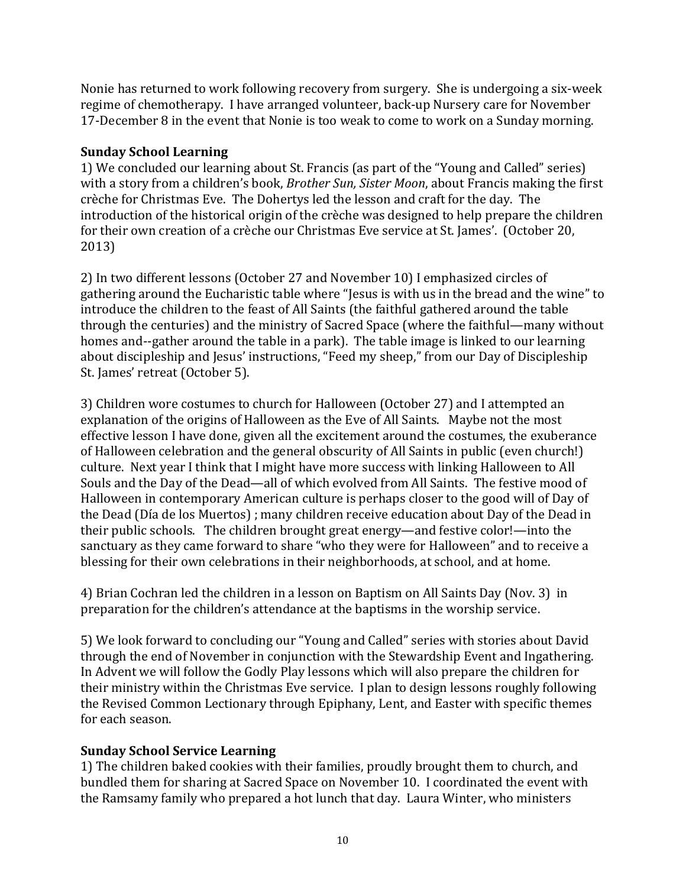Nonie has returned to work following recovery from surgery. She is undergoing a six-week regime of chemotherapy. I have arranged volunteer, back-up Nursery care for November 17-December 8 in the event that Nonie is too weak to come to work on a Sunday morning.

**Sunday School Learning**

1) We concluded our learning about St. Francis (as part of the "Young and Called" series) with a story from a children's book, *Brother Sun, Sister Moon*, about Francis making the first crèche for Christmas Eve. The Dohertys led the lesson and craft for the day. The introduction of the historical origin of the crèche was designed to help prepare the children for their own creation of a crèche our Christmas Eve service at St. James'. (October 20, 2013)

2) In two different lessons (October 27 and November 10) I emphasized circles of gathering around the Eucharistic table where "Jesus is with us in the bread and the wine" to introduce the children to the feast of All Saints (the faithful gathered around the table through the centuries) and the ministry of Sacred Space (where the faithful—many without homes and--gather around the table in a park). The table image is linked to our learning about discipleship and Jesus' instructions, "Feed my sheep," from our Day of Discipleship St. James' retreat (October 5).

3) Children wore costumes to church for Halloween (October 27) and I attempted an explanation of the origins of Halloween as the Eve of All Saints. Maybe not the most effective lesson I have done, given all the excitement around the costumes, the exuberance of Halloween celebration and the general obscurity of All Saints in public (even church!) culture. Next year I think that I might have more success with linking Halloween to All Souls and the Day of the Dead—all of which evolved from All Saints. The festive mood of Halloween in contemporary American culture is perhaps closer to the good will of Day of the Dead (Día de los Muertos) ; many children receive education about Day of the Dead in their public schools. The children brought great energy—and festive color!—into the sanctuary as they came forward to share "who they were for Halloween" and to receive a blessing for their own celebrations in their neighborhoods, at school, and at home.

4) Brian Cochran led the children in a lesson on Baptism on All Saints Day (Nov. 3) in preparation for the children's attendance at the baptisms in the worship service.

5) We look forward to concluding our "Young and Called" series with stories about David through the end of November in conjunction with the Stewardship Event and Ingathering. In Advent we will follow the Godly Play lessons which will also prepare the children for their ministry within the Christmas Eve service. I plan to design lessons roughly following the Revised Common Lectionary through Epiphany, Lent, and Easter with specific themes for each season.

**Sunday School Service Learning**

1) The children baked cookies with their families, proudly brought them to church, and bundled them for sharing at Sacred Space on November 10. I coordinated the event with the Ramsamy family who prepared a hot lunch that day. Laura Winter, who ministers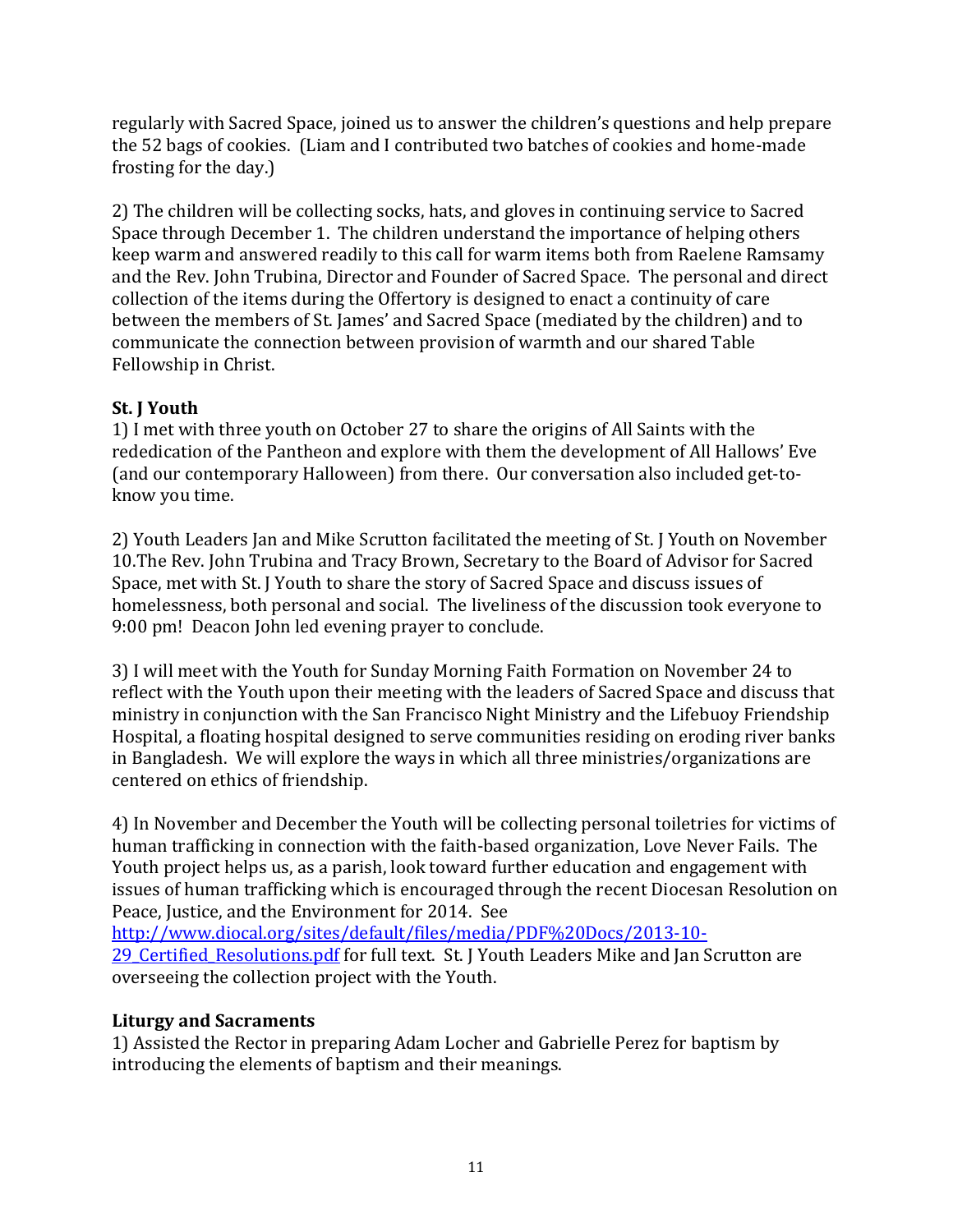regularly with Sacred Space, joined us to answer the children's questions and help prepare the 52 bags of cookies. (Liam and I contributed two batches of cookies and home-made frosting for the day.)

2) The children will be collecting socks, hats, and gloves in continuing service to Sacred Space through December 1. The children understand the importance of helping others keep warm and answered readily to this call for warm items both from Raelene Ramsamy and the Rev. John Trubina, Director and Founder of Sacred Space. The personal and direct collection of the items during the Offertory is designed to enact a continuity of care between the members of St. James' and Sacred Space (mediated by the children) and to communicate the connection between provision of warmth and our shared Table Fellowship in Christ.

**St. J Youth**

1) I met with three youth on October 27 to share the origins of All Saints with the rededication of the Pantheon and explore with them the development of All Hallows' Eve (and our contemporary Halloween) from there. Our conversation also included get-to-know you time.

2) Youth Leaders Jan and Mike Scrutton facilitated the meeting of St. J Youth on November 10.The Rev. John Trubina and Tracy Brown, Secretary to the Board of Advisor for Sacred Space, met with St. J Youth to share the story of Sacred Space and discuss issues of homelessness, both personal and social. The liveliness of the discussion took everyone to 9:00 pm! Deacon John led evening prayer to conclude.

3) I will meet with the Youth for Sunday Morning Faith Formation on November 24 to reflect with the Youth upon their meeting with the leaders of Sacred Space and discuss that ministry in conjunction with the San Francisco Night Ministry and the Lifebuoy Friendship Hospital, a floating hospital designed to serve communities residing on eroding river banks in Bangladesh. We will explore the ways in which all three ministries/organizations are centered on ethics of friendship.

4) In November and December the Youth will be collecting personal toiletries for victims of human trafficking in connection with the faith-based organization, Love Never Fails. The Youth project helps us, as a parish, look toward further education and engagement with issues of human trafficking which is encouraged through the recent Diocesan Resolution on Peace, Justice, and the Environment for 2014. See http://www.diocal.org/sites/default/files/media/PDF%20Docs/2013-10-29_Certified_Resolutions.pdf for full text. St. J Youth Leaders Mike and Jan Scrutton are overseeing the collection project with the Youth.

**Liturgy and Sacraments**

1) Assisted the Rector in preparing Adam Locher and Gabrielle Perez for baptism by introducing the elements of baptism and their meanings.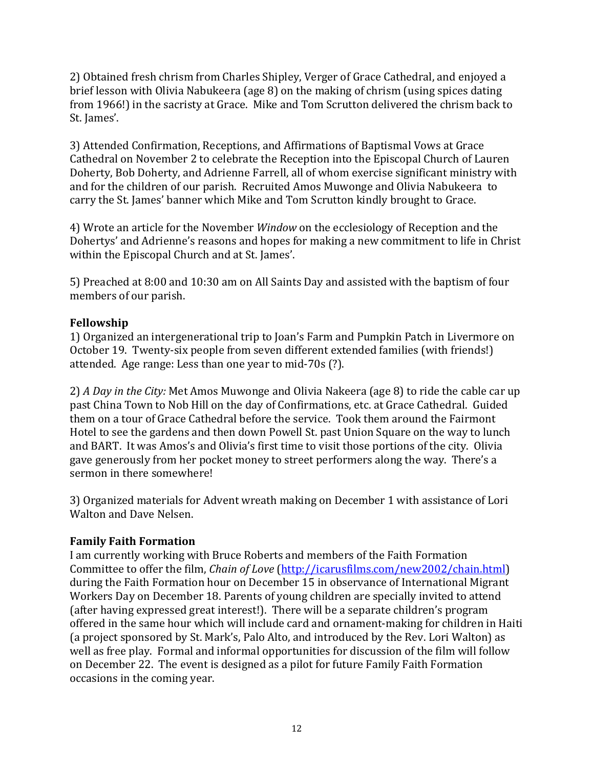2) Obtained fresh chrism from Charles Shipley, Verger of Grace Cathedral, and enjoyed a brief lesson with Olivia Nabukeera (age 8) on the making of chrism (using spices dating from 1966!) in the sacristy at Grace. Mike and Tom Scrutton delivered the chrism back to St. James'.

3) Attended Confirmation, Receptions, and Affirmations of Baptismal Vows at Grace Cathedral on November 2 to celebrate the Reception into the Episcopal Church of Lauren Doherty, Bob Doherty, and Adrienne Farrell, all of whom exercise significant ministry with and for the children of our parish. Recruited Amos Muwonge and Olivia Nabukeera to carry the St. James' banner which Mike and Tom Scrutton kindly brought to Grace.

4) Wrote an article for the November *Window* on the ecclesiology of Reception and the Dohertys' and Adrienne's reasons and hopes for making a new commitment to life in Christ within the Episcopal Church and at St. James'.

5) Preached at 8:00 and 10:30 am on All Saints Day and assisted with the baptism of four members of our parish.

**Fellowship**

1) Organized an intergenerational trip to Joan's Farm and Pumpkin Patch in Livermore on October 19. Twenty-six people from seven different extended families (with friends!) attended. Age range: Less than one year to mid-70s (?).

2) *A Day in the City:* Met Amos Muwonge and Olivia Nakeera (age 8) to ride the cable car up past China Town to Nob Hill on the day of Confirmations, etc. at Grace Cathedral. Guided them on a tour of Grace Cathedral before the service. Took them around the Fairmont Hotel to see the gardens and then down Powell St. past Union Square on the way to lunch and BART. It was Amos's and Olivia's first time to visit those portions of the city. Olivia gave generously from her pocket money to street performers along the way. There's a sermon in there somewhere!

3) Organized materials for Advent wreath making on December 1 with assistance of Lori Walton and Dave Nelsen.

**Family Faith Formation**

I am currently working with Bruce Roberts and members of the Faith Formation Committee to offer the film, *Chain of Love* (http://icarusfilms.com/new2002/chain.html) during the Faith Formation hour on December 15 in observance of International Migrant Workers Day on December 18. Parents of young children are specially invited to attend (after having expressed great interest!). There will be a separate children's program offered in the same hour which will include card and ornament-making for children in Haiti (a project sponsored by St. Mark's, Palo Alto, and introduced by the Rev. Lori Walton) as well as free play. Formal and informal opportunities for discussion of the film will follow on December 22. The event is designed as a pilot for future Family Faith Formation occasions in the coming year.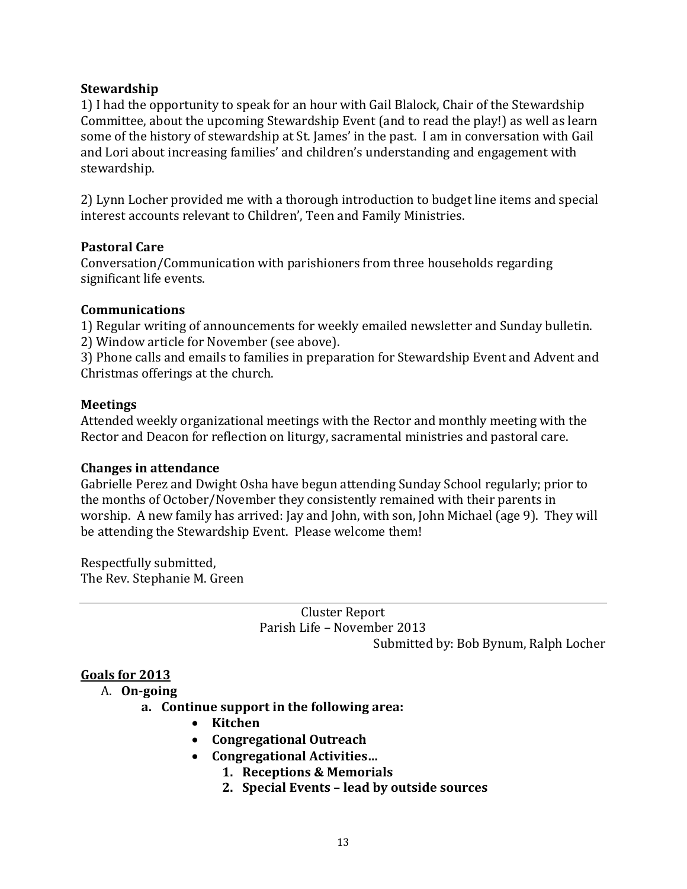**Stewardship**

1) I had the opportunity to speak for an hour with Gail Blalock, Chair of the Stewardship Committee, about the upcoming Stewardship Event (and to read the play!) as well as learn some of the history of stewardship at St. James' in the past. I am in conversation with Gail and Lori about increasing families' and children's understanding and engagement with stewardship.

2) Lynn Locher provided me with a thorough introduction to budget line items and special interest accounts relevant to Children', Teen and Family Ministries.

**Pastoral Care**

Conversation/Communication with parishioners from three households regarding significant life events.

**Communications**

1) Regular writing of announcements for weekly emailed newsletter and Sunday bulletin.
2) Window article for November (see above).
3) Phone calls and emails to families in preparation for Stewardship Event and Advent and Christmas offerings at the church.

**Meetings**

Attended weekly organizational meetings with the Rector and monthly meeting with the Rector and Deacon for reflection on liturgy, sacramental ministries and pastoral care.

**Changes in attendance**

Gabrielle Perez and Dwight Osha have begun attending Sunday School regularly; prior to the months of October/November they consistently remained with their parents in worship. A new family has arrived: Jay and John, with son, John Michael (age 9). They will be attending the Stewardship Event. Please welcome them!

Respectfully submitted,
The Rev. Stephanie M. Green

---

Cluster Report
Parish Life – November 2013
Submitted by: Bob Bynum, Ralph Locher

**Goals for 2013**

A. **On-going**
   a. **Continue support in the following area:**
      - **Kitchen**
      - **Congregational Outreach**
      - **Congregational Activities…**
        1. **Receptions & Memorials**
        2. **Special Events – lead by outside sources**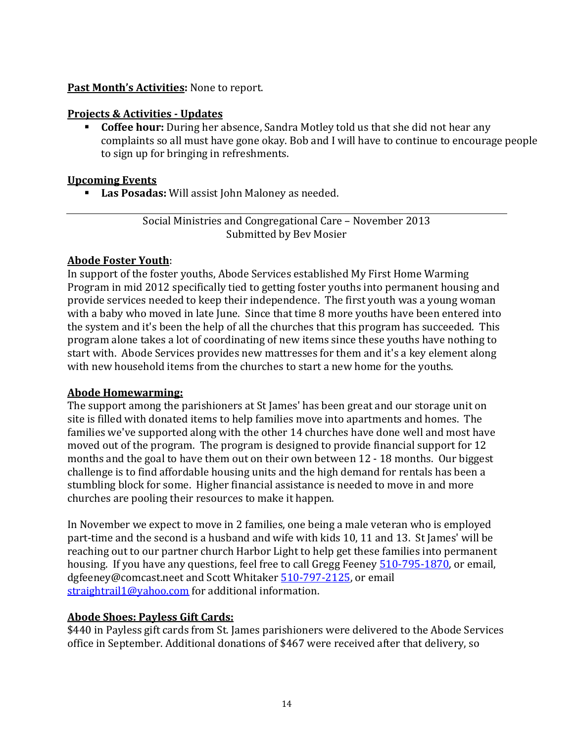**Past Month's Activities:** None to report.

**Projects & Activities - Updates**

- **Coffee hour:** During her absence, Sandra Motley told us that she did not hear any complaints so all must have gone okay. Bob and I will have to continue to encourage people to sign up for bringing in refreshments.

**Upcoming Events**

- **Las Posadas:** Will assist John Maloney as needed.

---

Social Ministries and Congregational Care – November 2013
Submitted by Bev Mosier

**Abode Foster Youth**:
In support of the foster youths, Abode Services established My First Home Warming Program in mid 2012 specifically tied to getting foster youths into permanent housing and provide services needed to keep their independence. The first youth was a young woman with a baby who moved in late June. Since that time 8 more youths have been entered into the system and it's been the help of all the churches that this program has succeeded. This program alone takes a lot of coordinating of new items since these youths have nothing to start with. Abode Services provides new mattresses for them and it's a key element along with new household items from the churches to start a new home for the youths.

**Abode Homewarming:**
The support among the parishioners at St James' has been great and our storage unit on site is filled with donated items to help families move into apartments and homes. The families we've supported along with the other 14 churches have done well and most have moved out of the program. The program is designed to provide financial support for 12 months and the goal to have them out on their own between 12 - 18 months. Our biggest challenge is to find affordable housing units and the high demand for rentals has been a stumbling block for some. Higher financial assistance is needed to move in and more churches are pooling their resources to make it happen.

In November we expect to move in 2 families, one being a male veteran who is employed part-time and the second is a husband and wife with kids 10, 11 and 13. St James' will be reaching out to our partner church Harbor Light to help get these families into permanent housing. If you have any questions, feel free to call Gregg Feeney 510-795-1870, or email, dgfeeney@comcast.neet and Scott Whitaker 510-797-2125, or email straightrail1@yahoo.com for additional information.

**Abode Shoes: Payless Gift Cards:**
$440 in Payless gift cards from St. James parishioners were delivered to the Abode Services office in September. Additional donations of $467 were received after that delivery, so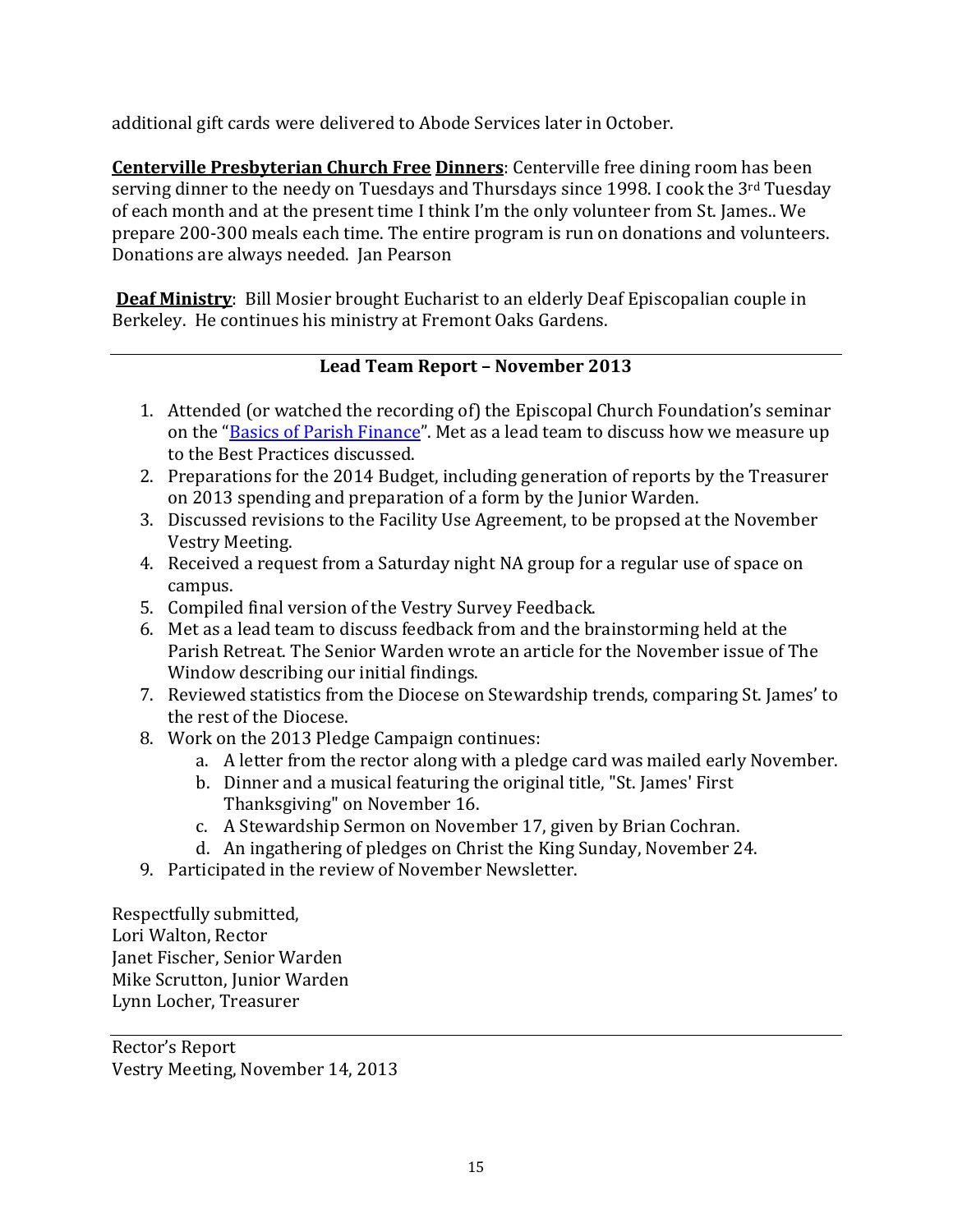additional gift cards were delivered to Abode Services later in October.

**Centerville Presbyterian Church Free Dinners**: Centerville free dining room has been serving dinner to the needy on Tuesdays and Thursdays since 1998. I cook the 3rd Tuesday of each month and at the present time I think I'm the only volunteer from St. James.. We prepare 200-300 meals each time. The entire program is run on donations and volunteers. Donations are always needed. Jan Pearson

**Deaf Ministry**: Bill Mosier brought Eucharist to an elderly Deaf Episcopalian couple in Berkeley. He continues his ministry at Fremont Oaks Gardens.

---

## Lead Team Report – November 2013

1. Attended (or watched the recording of) the Episcopal Church Foundation's seminar on the "Basics of Parish Finance". Met as a lead team to discuss how we measure up to the Best Practices discussed.
2. Preparations for the 2014 Budget, including generation of reports by the Treasurer on 2013 spending and preparation of a form by the Junior Warden.
3. Discussed revisions to the Facility Use Agreement, to be propsed at the November Vestry Meeting.
4. Received a request from a Saturday night NA group for a regular use of space on campus.
5. Compiled final version of the Vestry Survey Feedback.
6. Met as a lead team to discuss feedback from and the brainstorming held at the Parish Retreat. The Senior Warden wrote an article for the November issue of The Window describing our initial findings.
7. Reviewed statistics from the Diocese on Stewardship trends, comparing St. James' to the rest of the Diocese.
8. Work on the 2013 Pledge Campaign continues:
    a. A letter from the rector along with a pledge card was mailed early November.
    b. Dinner and a musical featuring the original title, "St. James' First Thanksgiving" on November 16.
    c. A Stewardship Sermon on November 17, given by Brian Cochran.
    d. An ingathering of pledges on Christ the King Sunday, November 24.
9. Participated in the review of November Newsletter.

Respectfully submitted,
Lori Walton, Rector
Janet Fischer, Senior Warden
Mike Scrutton, Junior Warden
Lynn Locher, Treasurer

---

Rector's Report
Vestry Meeting, November 14, 2013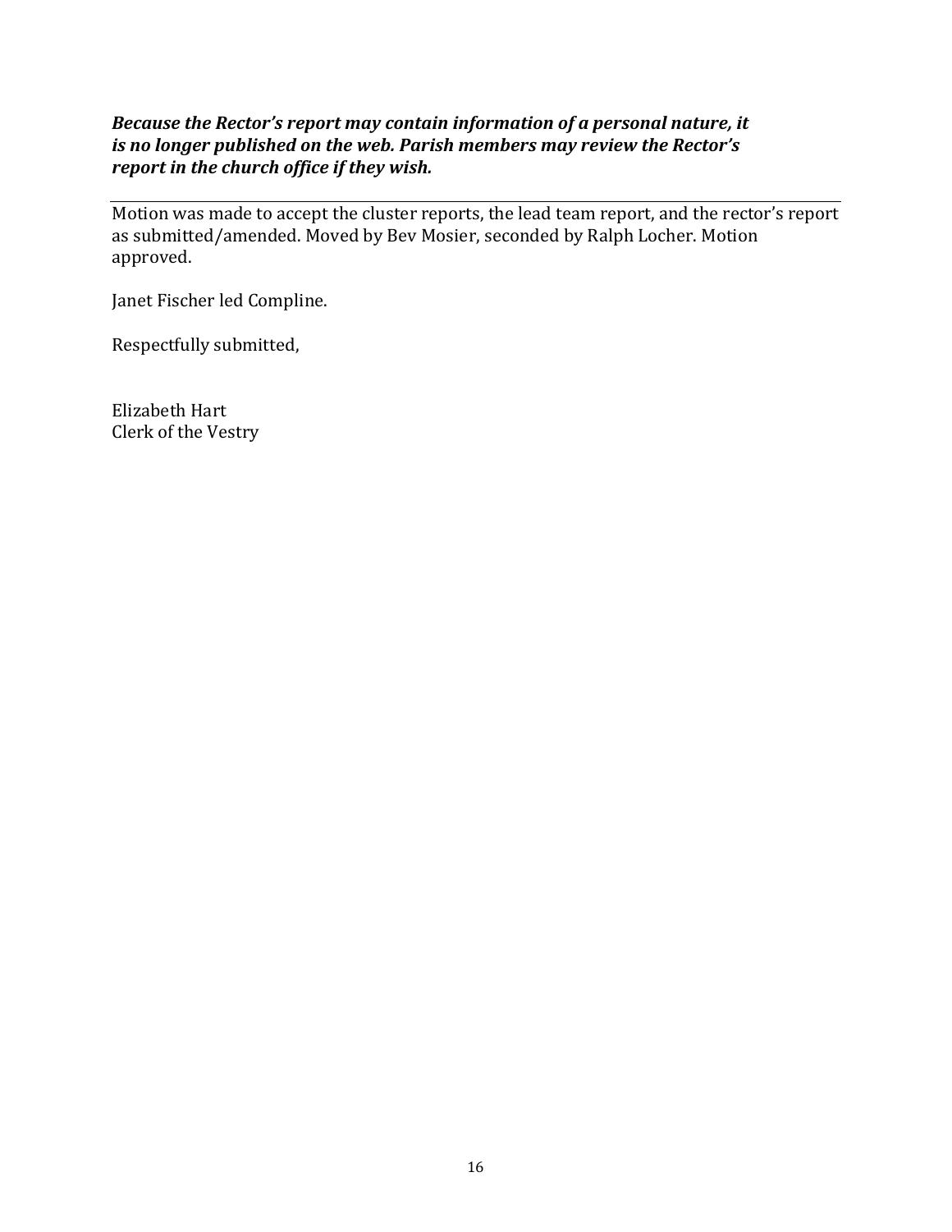***Because the Rector's report may contain information of a personal nature, it is no longer published on the web. Parish members may review the Rector's report in the church office if they wish.***

---

Motion was made to accept the cluster reports, the lead team report, and the rector's report as submitted/amended. Moved by Bev Mosier, seconded by Ralph Locher. Motion approved.

Janet Fischer led Compline.

Respectfully submitted,

Elizabeth Hart
Clerk of the Vestry